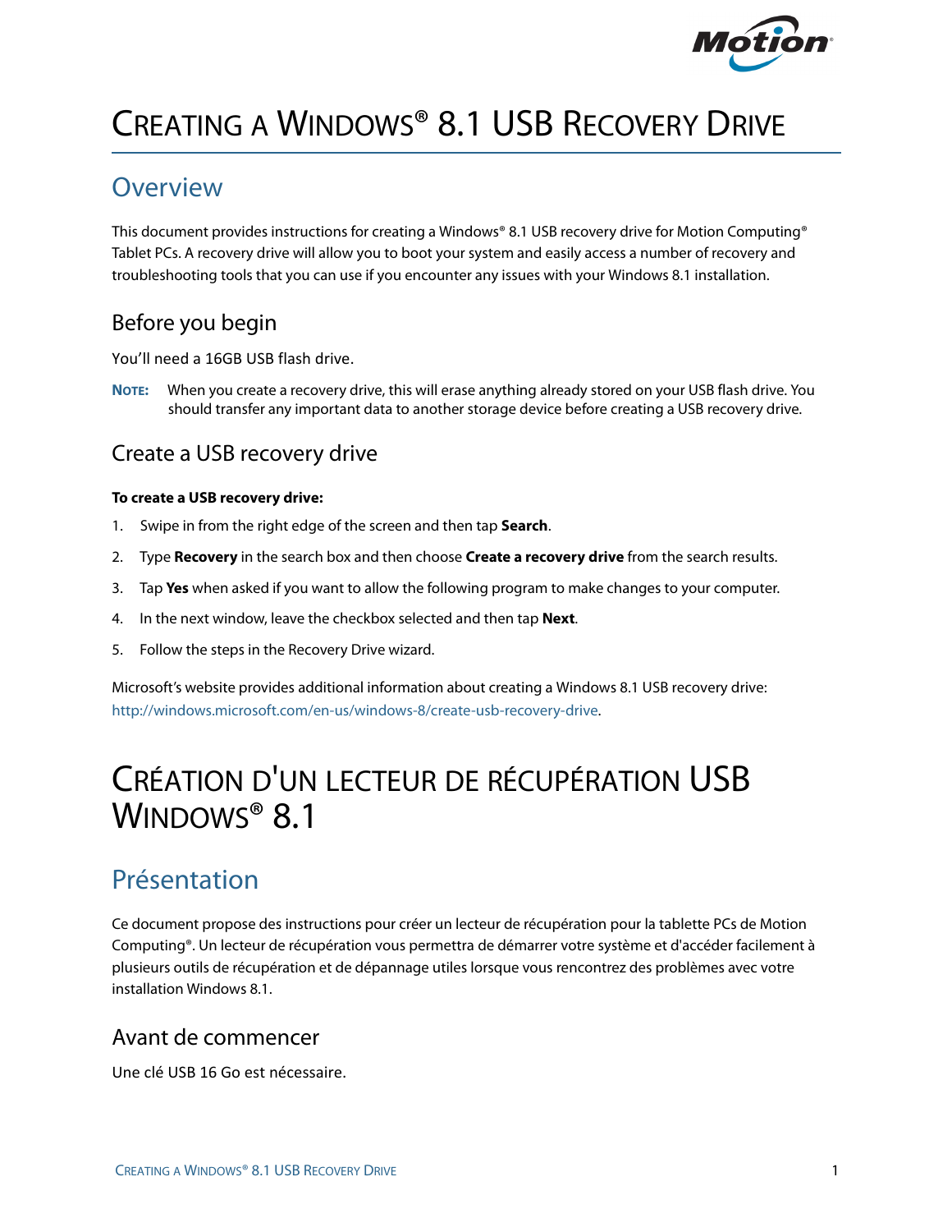# Creating a Windows® 8.1 USB Recovery Drive

## Overview

This document provides instructions for creating a Windows® 8.1 USB recovery drive for Motion Computing® Tablet PCs. A recovery drive will allow you to boot your system and easily access a number of recovery and troubleshooting tools that you can use if you encounter any issues with your Windows 8.1 installation.

### Before you begin

You'll need a 16GB USB flash drive.

**Note:** When you create a recovery drive, this will erase anything already stored on your USB flash drive. You should transfer any important data to another storage device before creating a USB recovery drive.

### Create a USB recovery drive

**To create a USB recovery drive:**

1. Swipe in from the right edge of the screen and then tap **Search**.
2. Type **Recovery** in the search box and then choose **Create a recovery drive** from the search results.
3. Tap **Yes** when asked if you want to allow the following program to make changes to your computer.
4. In the next window, leave the checkbox selected and then tap **Next**.
5. Follow the steps in the Recovery Drive wizard.

Microsoft's website provides additional information about creating a Windows 8.1 USB recovery drive: http://windows.microsoft.com/en-us/windows-8/create-usb-recovery-drive.

# Création d'un lecteur de récupération USB Windows® 8.1

## Présentation

Ce document propose des instructions pour créer un lecteur de récupération pour la tablette PCs de Motion Computing®. Un lecteur de récupération vous permettra de démarrer votre système et d'accéder facilement à plusieurs outils de récupération et de dépannage utiles lorsque vous rencontrez des problèmes avec votre installation Windows 8.1.

### Avant de commencer

Une clé USB 16 Go est nécessaire.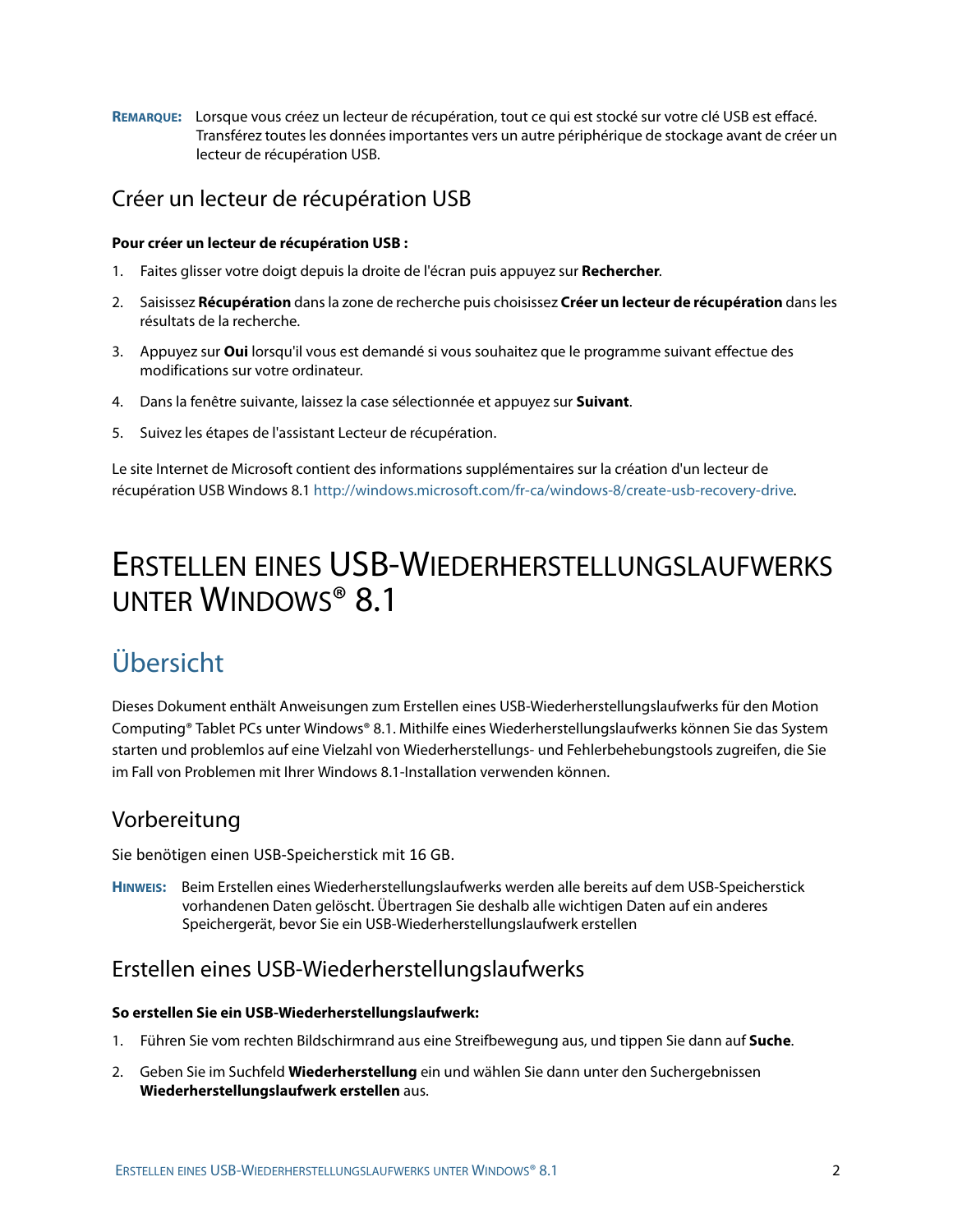**REMARQUE:** Lorsque vous créez un lecteur de récupération, tout ce qui est stocké sur votre clé USB est effacé. Transférez toutes les données importantes vers un autre périphérique de stockage avant de créer un lecteur de récupération USB.

### Créer un lecteur de récupération USB

**Pour créer un lecteur de récupération USB :**

1. Faites glisser votre doigt depuis la droite de l'écran puis appuyez sur **Rechercher**.
2. Saisissez **Récupération** dans la zone de recherche puis choisissez **Créer un lecteur de récupération** dans les résultats de la recherche.
3. Appuyez sur **Oui** lorsqu'il vous est demandé si vous souhaitez que le programme suivant effectue des modifications sur votre ordinateur.
4. Dans la fenêtre suivante, laissez la case sélectionnée et appuyez sur **Suivant**.
5. Suivez les étapes de l'assistant Lecteur de récupération.

Le site Internet de Microsoft contient des informations supplémentaires sur la création d'un lecteur de récupération USB Windows 8.1 http://windows.microsoft.com/fr-ca/windows-8/create-usb-recovery-drive.

# ERSTELLEN EINES USB-WIEDERHERSTELLUNGSLAUFWERKS UNTER WINDOWS® 8.1

## Übersicht

Dieses Dokument enthält Anweisungen zum Erstellen eines USB-Wiederherstellungslaufwerks für den Motion Computing® Tablet PCs unter Windows® 8.1. Mithilfe eines Wiederherstellungslaufwerks können Sie das System starten und problemlos auf eine Vielzahl von Wiederherstellungs- und Fehlerbehebungstools zugreifen, die Sie im Fall von Problemen mit Ihrer Windows 8.1-Installation verwenden können.

### Vorbereitung

Sie benötigen einen USB-Speicherstick mit 16 GB.

**HINWEIS:** Beim Erstellen eines Wiederherstellungslaufwerks werden alle bereits auf dem USB-Speicherstick vorhandenen Daten gelöscht. Übertragen Sie deshalb alle wichtigen Daten auf ein anderes Speichergerät, bevor Sie ein USB-Wiederherstellungslaufwerk erstellen

### Erstellen eines USB-Wiederherstellungslaufwerks

**So erstellen Sie ein USB-Wiederherstellungslaufwerk:**

1. Führen Sie vom rechten Bildschirmrand aus eine Streifbewegung aus, und tippen Sie dann auf **Suche**.
2. Geben Sie im Suchfeld **Wiederherstellung** ein und wählen Sie dann unter den Suchergebnissen **Wiederherstellungslaufwerk erstellen** aus.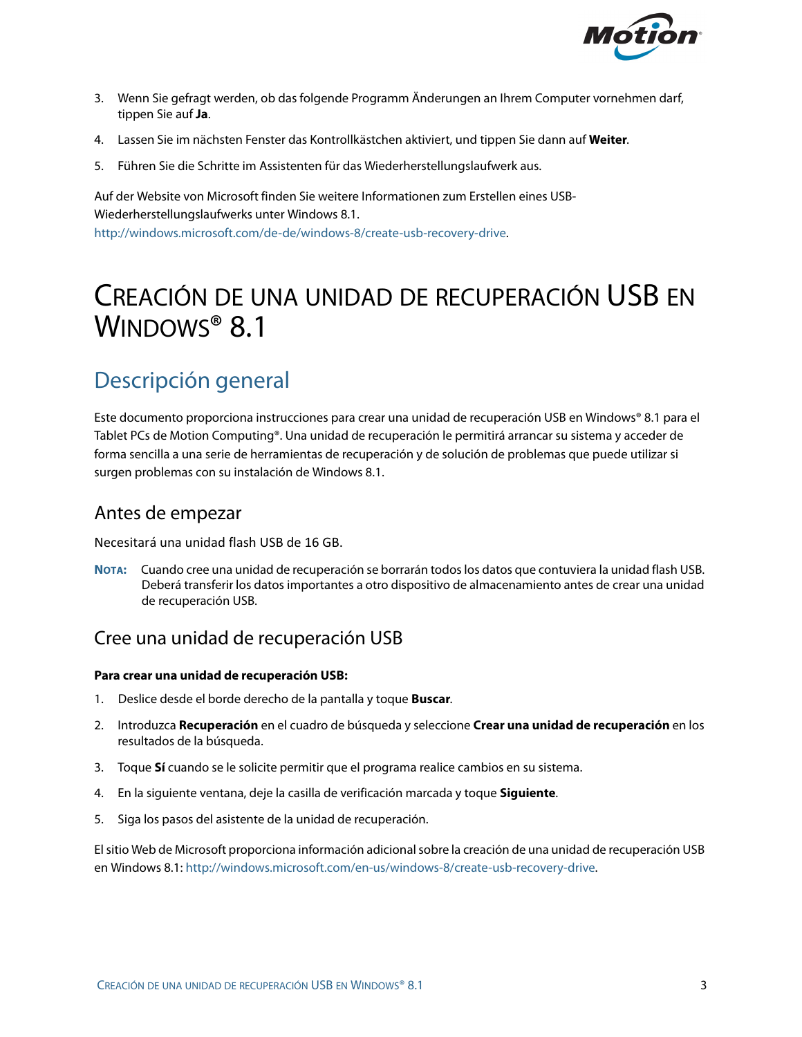3. Wenn Sie gefragt werden, ob das folgende Programm Änderungen an Ihrem Computer vornehmen darf, tippen Sie auf **Ja**.
4. Lassen Sie im nächsten Fenster das Kontrollkästchen aktiviert, und tippen Sie dann auf **Weiter**.
5. Führen Sie die Schritte im Assistenten für das Wiederherstellungslaufwerk aus.

Auf der Website von Microsoft finden Sie weitere Informationen zum Erstellen eines USB-Wiederherstellungslaufwerks unter Windows 8.1. http://windows.microsoft.com/de-de/windows-8/create-usb-recovery-drive.

# Creación de una unidad de recuperación USB en Windows® 8.1

## Descripción general

Este documento proporciona instrucciones para crear una unidad de recuperación USB en Windows® 8.1 para el Tablet PCs de Motion Computing®. Una unidad de recuperación le permitirá arrancar su sistema y acceder de forma sencilla a una serie de herramientas de recuperación y de solución de problemas que puede utilizar si surgen problemas con su instalación de Windows 8.1.

### Antes de empezar

Necesitará una unidad flash USB de 16 GB.

**Nota:** Cuando cree una unidad de recuperación se borrarán todos los datos que contuviera la unidad flash USB. Deberá transferir los datos importantes a otro dispositivo de almacenamiento antes de crear una unidad de recuperación USB.

### Cree una unidad de recuperación USB

**Para crear una unidad de recuperación USB:**

1. Deslice desde el borde derecho de la pantalla y toque **Buscar**.
2. Introduzca **Recuperación** en el cuadro de búsqueda y seleccione **Crear una unidad de recuperación** en los resultados de la búsqueda.
3. Toque **Sí** cuando se le solicite permitir que el programa realice cambios en su sistema.
4. En la siguiente ventana, deje la casilla de verificación marcada y toque **Siguiente**.
5. Siga los pasos del asistente de la unidad de recuperación.

El sitio Web de Microsoft proporciona información adicional sobre la creación de una unidad de recuperación USB en Windows 8.1: http://windows.microsoft.com/en-us/windows-8/create-usb-recovery-drive.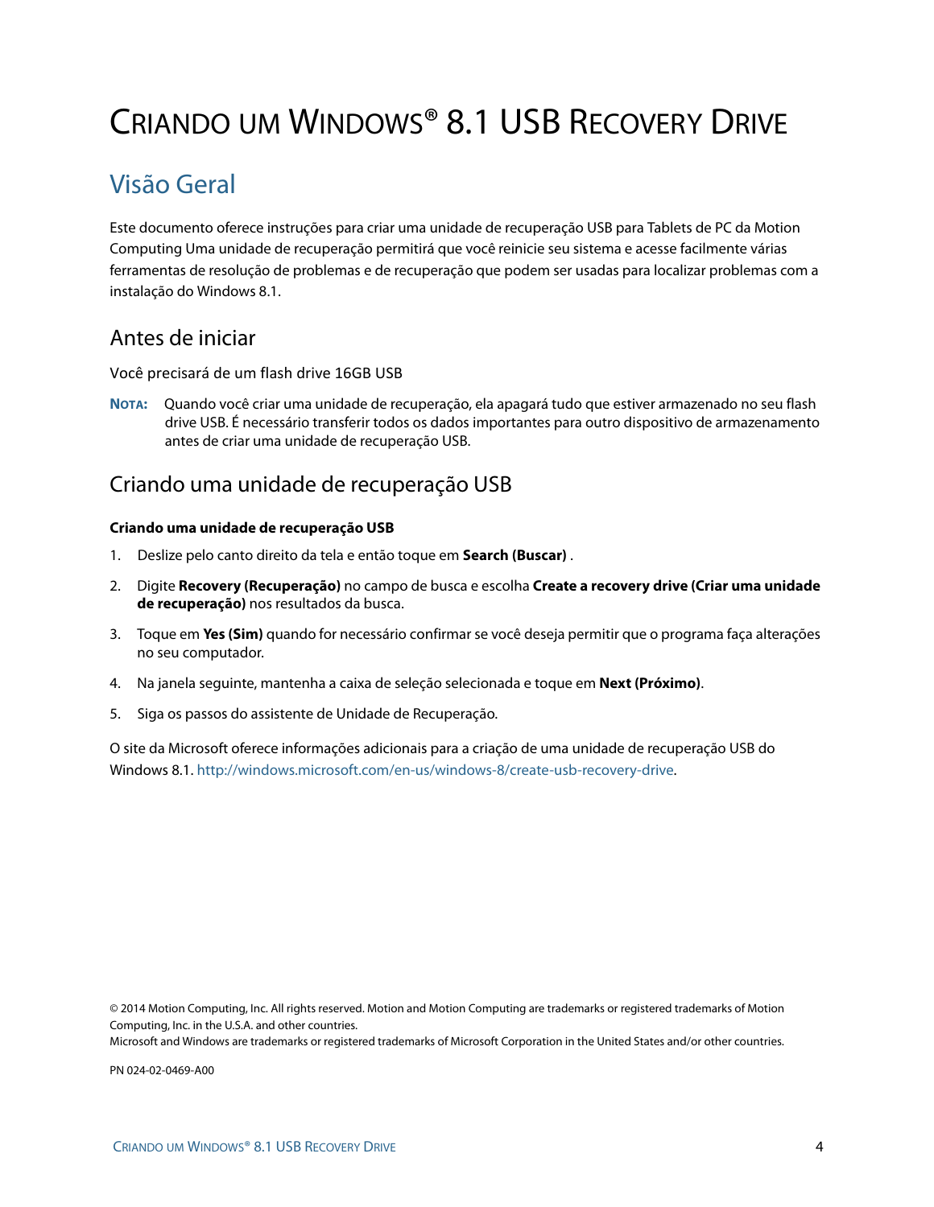# Criando um Windows® 8.1 USB Recovery Drive

## Visão Geral

Este documento oferece instruções para criar uma unidade de recuperação USB para Tablets de PC da Motion Computing Uma unidade de recuperação permitirá que você reinicie seu sistema e acesse facilmente várias ferramentas de resolução de problemas e de recuperação que podem ser usadas para localizar problemas com a instalação do Windows 8.1.

### Antes de iniciar

Você precisará de um flash drive 16GB USB

**Nota:** Quando você criar uma unidade de recuperação, ela apagará tudo que estiver armazenado no seu flash drive USB. É necessário transferir todos os dados importantes para outro dispositivo de armazenamento antes de criar uma unidade de recuperação USB.

### Criando uma unidade de recuperação USB

**Criando uma unidade de recuperação USB**

1. Deslize pelo canto direito da tela e então toque em **Search (Buscar)** .
2. Digite **Recovery (Recuperação)** no campo de busca e escolha **Create a recovery drive (Criar uma unidade de recuperação)** nos resultados da busca.
3. Toque em **Yes (Sim)** quando for necessário confirmar se você deseja permitir que o programa faça alterações no seu computador.
4. Na janela seguinte, mantenha a caixa de seleção selecionada e toque em **Next (Próximo)**.
5. Siga os passos do assistente de Unidade de Recuperação.

O site da Microsoft oferece informações adicionais para a criação de uma unidade de recuperação USB do Windows 8.1. http://windows.microsoft.com/en-us/windows-8/create-usb-recovery-drive.

© 2014 Motion Computing, Inc. All rights reserved. Motion and Motion Computing are trademarks or registered trademarks of Motion Computing, Inc. in the U.S.A. and other countries.
Microsoft and Windows are trademarks or registered trademarks of Microsoft Corporation in the United States and/or other countries.

PN 024-02-0469-A00